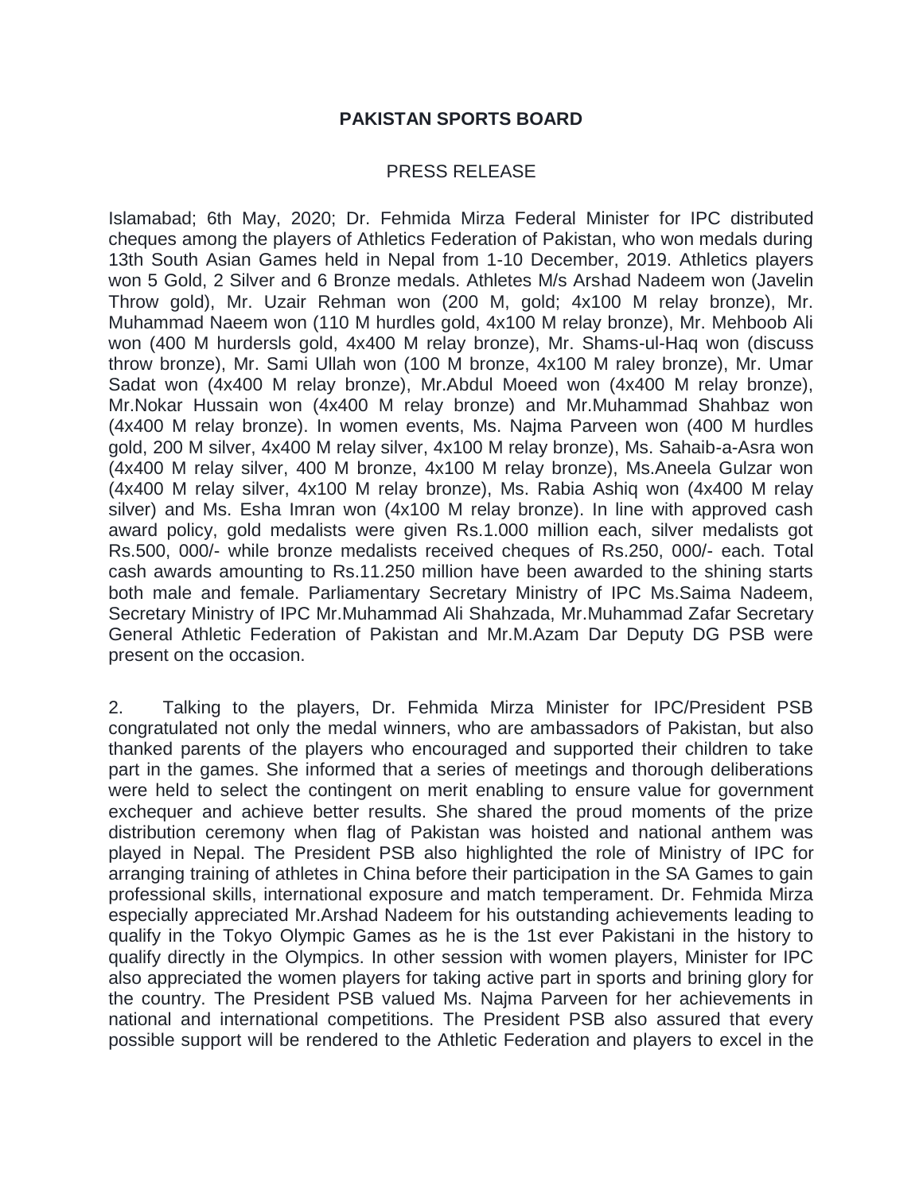**PAKISTAN SPORTS BOARD**

PRESS RELEASE

Islamabad; 6th May, 2020; Dr. Fehmida Mirza Federal Minister for IPC distributed cheques among the players of Athletics Federation of Pakistan, who won medals during 13th South Asian Games held in Nepal from 1-10 December, 2019. Athletics players won 5 Gold, 2 Silver and 6 Bronze medals. Athletes M/s Arshad Nadeem won (Javelin Throw gold), Mr. Uzair Rehman won (200 M, gold; 4x100 M relay bronze), Mr. Muhammad Naeem won (110 M hurdles gold, 4x100 M relay bronze), Mr. Mehboob Ali won (400 M hurdersls gold, 4x400 M relay bronze), Mr. Shams-ul-Haq won (discuss throw bronze), Mr. Sami Ullah won (100 M bronze, 4x100 M raley bronze), Mr. Umar Sadat won (4x400 M relay bronze), Mr.Abdul Moeed won (4x400 M relay bronze), Mr.Nokar Hussain won (4x400 M relay bronze) and Mr.Muhammad Shahbaz won (4x400 M relay bronze). In women events, Ms. Najma Parveen won (400 M hurdles gold, 200 M silver, 4x400 M relay silver, 4x100 M relay bronze), Ms. Sahaib-a-Asra won (4x400 M relay silver, 400 M bronze, 4x100 M relay bronze), Ms.Aneela Gulzar won (4x400 M relay silver, 4x100 M relay bronze), Ms. Rabia Ashiq won (4x400 M relay silver) and Ms. Esha Imran won (4x100 M relay bronze). In line with approved cash award policy, gold medalists were given Rs.1.000 million each, silver medalists got Rs.500, 000/- while bronze medalists received cheques of Rs.250, 000/- each. Total cash awards amounting to Rs.11.250 million have been awarded to the shining starts both male and female. Parliamentary Secretary Ministry of IPC Ms.Saima Nadeem, Secretary Ministry of IPC Mr.Muhammad Ali Shahzada, Mr.Muhammad Zafar Secretary General Athletic Federation of Pakistan and Mr.M.Azam Dar Deputy DG PSB were present on the occasion.

2. Talking to the players, Dr. Fehmida Mirza Minister for IPC/President PSB congratulated not only the medal winners, who are ambassadors of Pakistan, but also thanked parents of the players who encouraged and supported their children to take part in the games. She informed that a series of meetings and thorough deliberations were held to select the contingent on merit enabling to ensure value for government exchequer and achieve better results. She shared the proud moments of the prize distribution ceremony when flag of Pakistan was hoisted and national anthem was played in Nepal. The President PSB also highlighted the role of Ministry of IPC for arranging training of athletes in China before their participation in the SA Games to gain professional skills, international exposure and match temperament. Dr. Fehmida Mirza especially appreciated Mr.Arshad Nadeem for his outstanding achievements leading to qualify in the Tokyo Olympic Games as he is the 1st ever Pakistani in the history to qualify directly in the Olympics. In other session with women players, Minister for IPC also appreciated the women players for taking active part in sports and brining glory for the country. The President PSB valued Ms. Najma Parveen for her achievements in national and international competitions. The President PSB also assured that every possible support will be rendered to the Athletic Federation and players to excel in the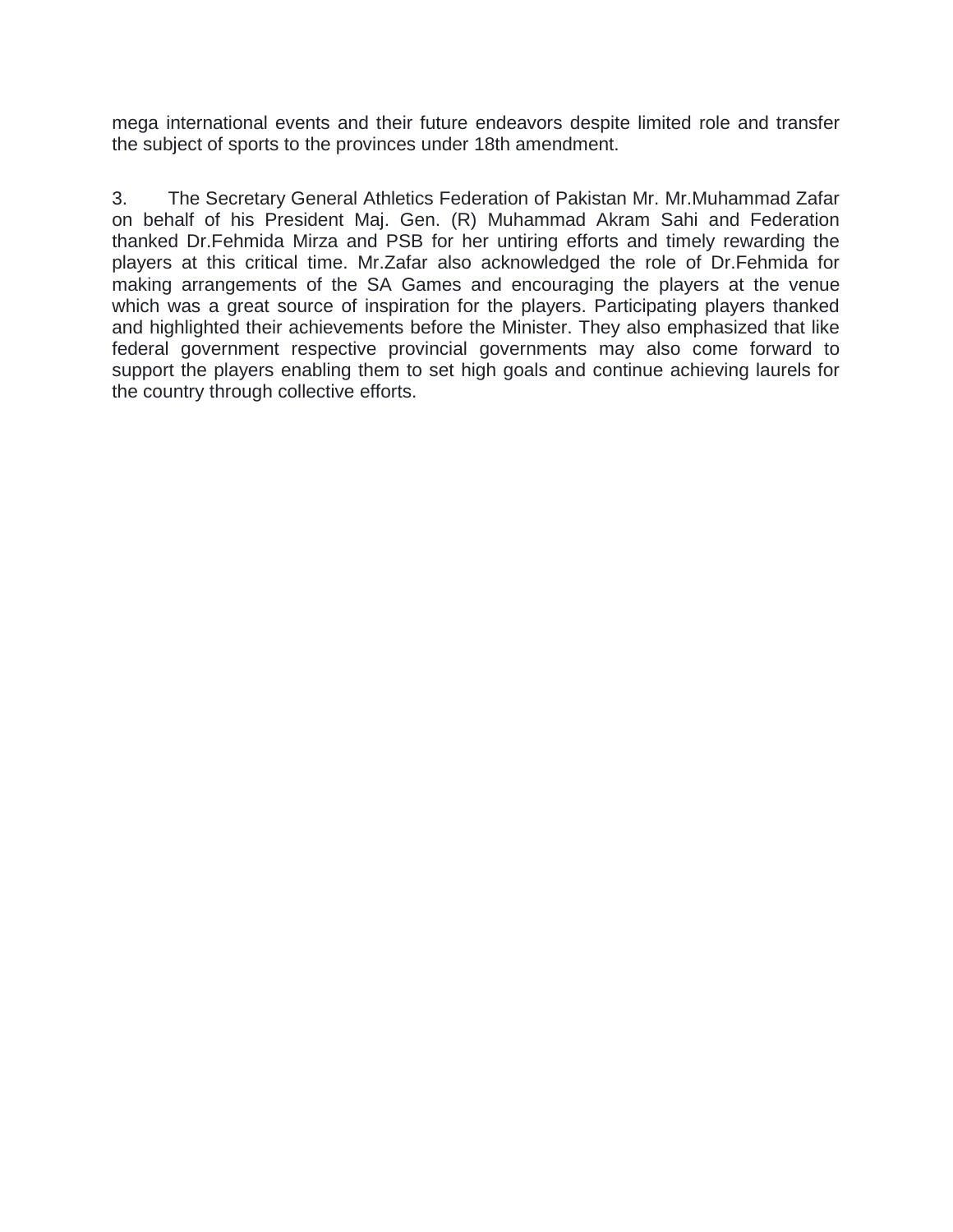mega international events and their future endeavors despite limited role and transfer the subject of sports to the provinces under 18th amendment.

3. The Secretary General Athletics Federation of Pakistan Mr. Mr.Muhammad Zafar on behalf of his President Maj. Gen. (R) Muhammad Akram Sahi and Federation thanked Dr.Fehmida Mirza and PSB for her untiring efforts and timely rewarding the players at this critical time. Mr.Zafar also acknowledged the role of Dr.Fehmida for making arrangements of the SA Games and encouraging the players at the venue which was a great source of inspiration for the players. Participating players thanked and highlighted their achievements before the Minister. They also emphasized that like federal government respective provincial governments may also come forward to support the players enabling them to set high goals and continue achieving laurels for the country through collective efforts.